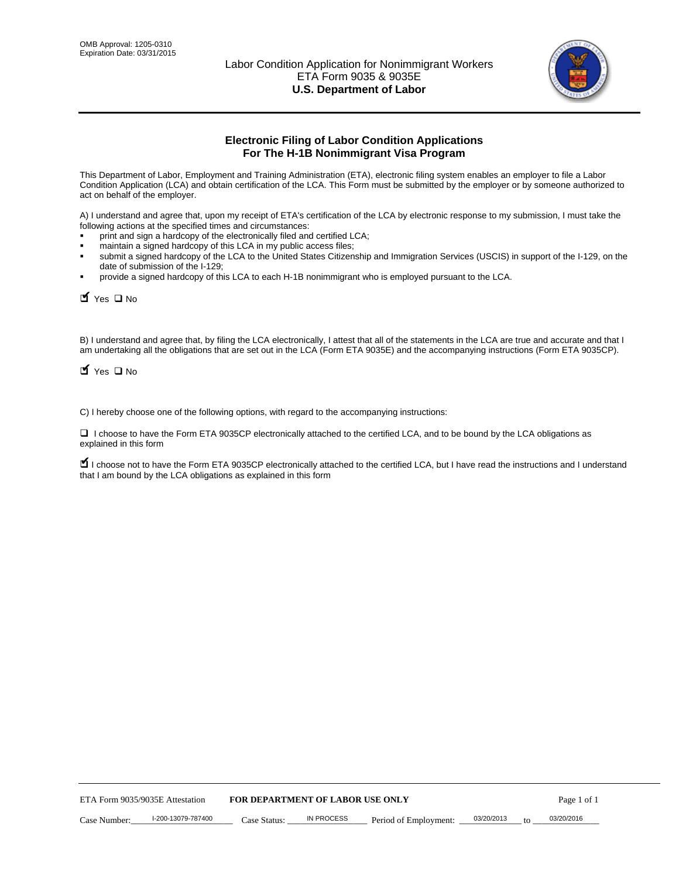OMB Approval: 1205-0310
Expiration Date: 03/31/2015

# Labor Condition Application for Nonimmigrant Workers
ETA Form 9035 & 9035E
**U.S. Department of Labor**

## Electronic Filing of Labor Condition Applications For The H-1B Nonimmigrant Visa Program

This Department of Labor, Employment and Training Administration (ETA), electronic filing system enables an employer to file a Labor Condition Application (LCA) and obtain certification of the LCA. This Form must be submitted by the employer or by someone authorized to act on behalf of the employer.

A) I understand and agree that, upon my receipt of ETA's certification of the LCA by electronic response to my submission, I must take the following actions at the specified times and circumstances:

- print and sign a hardcopy of the electronically filed and certified LCA;
- maintain a signed hardcopy of this LCA in my public access files;
- submit a signed hardcopy of the LCA to the United States Citizenship and Immigration Services (USCIS) in support of the I-129, on the date of submission of the I-129;
- provide a signed hardcopy of this LCA to each H-1B nonimmigrant who is employed pursuant to the LCA.

☑ Yes ☐ No

B) I understand and agree that, by filing the LCA electronically, I attest that all of the statements in the LCA are true and accurate and that I am undertaking all the obligations that are set out in the LCA (Form ETA 9035E) and the accompanying instructions (Form ETA 9035CP).

☑ Yes ☐ No

C) I hereby choose one of the following options, with regard to the accompanying instructions:

☐ I choose to have the Form ETA 9035CP electronically attached to the certified LCA, and to be bound by the LCA obligations as explained in this form

☑ I choose not to have the Form ETA 9035CP electronically attached to the certified LCA, but I have read the instructions and I understand that I am bound by the LCA obligations as explained in this form

ETA Form 9035/9035E Attestation **FOR DEPARTMENT OF LABOR USE ONLY**

Case Number: I-200-13079-787400 Case Status: IN PROCESS Period of Employment: 03/20/2013 to 03/20/2016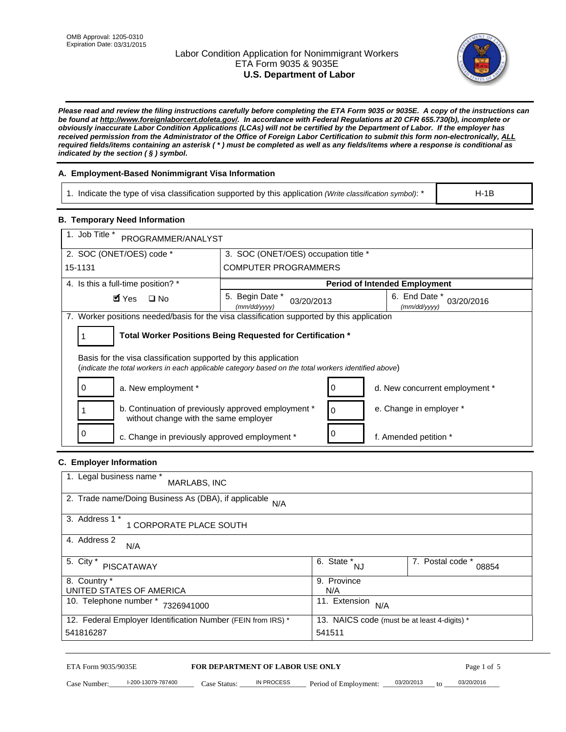OMB Approval: 1205-0310
Expiration Date: 03/31/2015

# Labor Condition Application for Nonimmigrant Workers
## ETA Form 9035 & 9035E
## U.S. Department of Labor

***Please read and review the filing instructions carefully before completing the ETA Form 9035 or 9035E. A copy of the instructions can be found at http://www.foreignlaborcert.doleta.gov/. In accordance with Federal Regulations at 20 CFR 655.730(b), incomplete or obviously inaccurate Labor Condition Applications (LCAs) will not be certified by the Department of Labor. If the employer has received permission from the Administrator of the Office of Foreign Labor Certification to submit this form non-electronically, ALL required fields/items containing an asterisk ( * ) must be completed as well as any fields/items where a response is conditional as indicated by the section ( § ) symbol.***

### A. Employment-Based Nonimmigrant Visa Information

| 1. Indicate the type of visa classification supported by this application *(Write classification symbol)*: * | H-1B |
|---|---|

### B. Temporary Need Information

| 1. Job Title * PROGRAMMER/ANALYST | | |
|---|---|---|
| 2. SOC (ONET/OES) code * 15-1131 | 3. SOC (ONET/OES) occupation title * COMPUTER PROGRAMMERS | |
| 4. Is this a full-time position? * | Period of Intended Employment | |
| ☑ Yes ☐ No | 5. Begin Date * *(mm/dd/yyyy)* 03/20/2013 | 6. End Date * *(mm/dd/yyyy)* 03/20/2016 |

7. Worker positions needed/basis for the visa classification supported by this application

**1** — **Total Worker Positions Being Requested for Certification \***

Basis for the visa classification supported by this application
(*indicate the total workers in each applicable category based on the total workers identified above*)

| | | | |
|---|---|---|---|
| 0 | a. New employment * | 0 | d. New concurrent employment * |
| 1 | b. Continuation of previously approved employment * without change with the same employer | 0 | e. Change in employer * |
| 0 | c. Change in previously approved employment * | 0 | f. Amended petition * |

### C. Employer Information

| | | |
|---|---|---|
| 1. Legal business name * MARLABS, INC | | |
| 2. Trade name/Doing Business As (DBA), if applicable N/A | | |
| 3. Address 1 * 1 CORPORATE PLACE SOUTH | | |
| 4. Address 2 N/A | | |
| 5. City * PISCATAWAY | 6. State * NJ | 7. Postal code * 08854 |
| 8. Country * UNITED STATES OF AMERICA | 9. Province N/A | |
| 10. Telephone number * 7326941000 | 11. Extension N/A | |
| 12. Federal Employer Identification Number (FEIN from IRS) * 541816287 | 13. NAICS code (must be at least 4-digits) * 541511 | |

ETA Form 9035/9035E — **FOR DEPARTMENT OF LABOR USE ONLY**

Case Number: I-200-13079-787400 Case Status: IN PROCESS Period of Employment: 03/20/2013 to 03/20/2016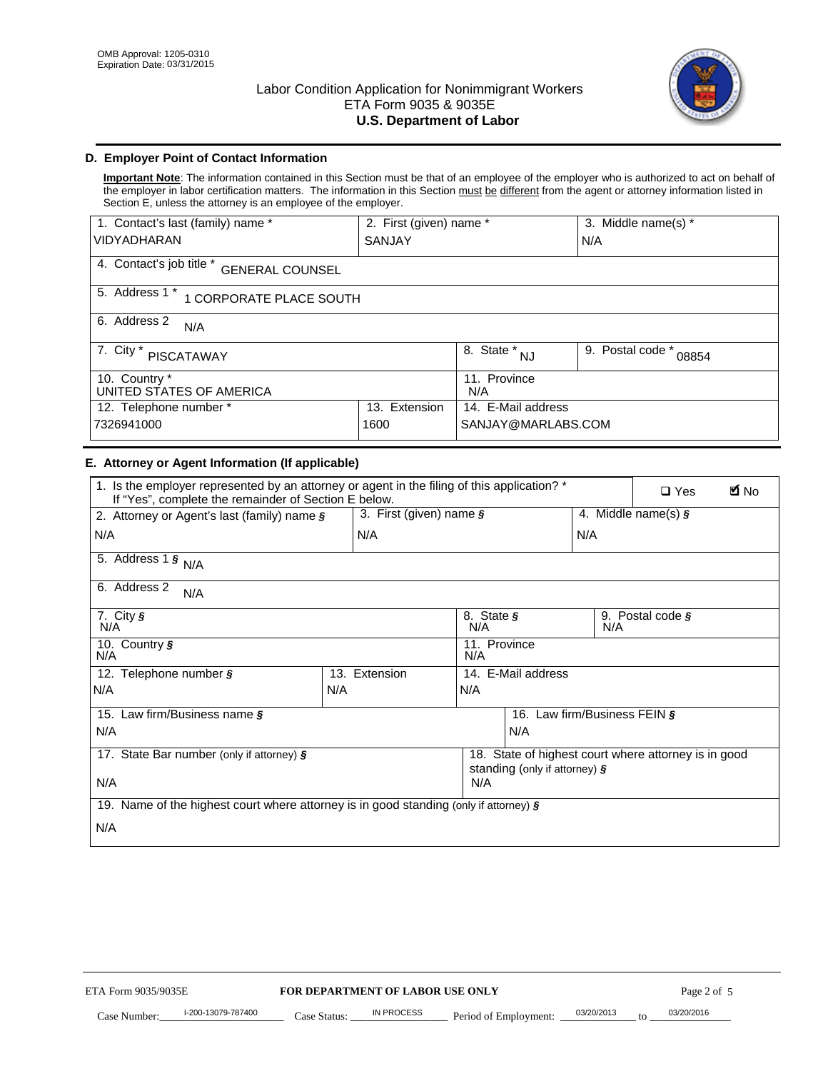OMB Approval: 1205-0310
Expiration Date: 03/31/2015

# Labor Condition Application for Nonimmigrant Workers
## ETA Form 9035 & 9035E
## U.S. Department of Labor

### D. Employer Point of Contact Information

**Important Note**: The information contained in this Section must be that of an employee of the employer who is authorized to act on behalf of the employer in labor certification matters. The information in this Section must be different from the agent or attorney information listed in Section E, unless the attorney is an employee of the employer.

| 1. Contact's last (family) name * | 2. First (given) name * | 3. Middle name(s) * |
|---|---|---|
| VIDYADHARAN | SANJAY | N/A |

| 4. Contact's job title * GENERAL COUNSEL |
|---|
| 5. Address 1 * 1 CORPORATE PLACE SOUTH |
| 6. Address 2 N/A |

| 7. City * PISCATAWAY | 8. State * NJ | 9. Postal code * 08854 |
|---|---|---|

| 10. Country * UNITED STATES OF AMERICA | 11. Province N/A |
|---|---|

| 12. Telephone number * | 13. Extension | 14. E-Mail address |
|---|---|---|
| 7326941000 | 1600 | SANJAY@MARLABS.COM |

### E. Attorney or Agent Information (If applicable)

| 1. Is the employer represented by an attorney or agent in the filing of this application? * If "Yes", complete the remainder of Section E below. | ❑ Yes | ☑ No |
|---|---|---|

| 2. Attorney or Agent's last (family) name § | 3. First (given) name § | 4. Middle name(s) § |
|---|---|---|
| N/A | N/A | N/A |

| 5. Address 1 § N/A |
|---|
| 6. Address 2 N/A |

| 7. City § N/A | 8. State § N/A | 9. Postal code § N/A |
|---|---|---|

| 10. Country § N/A | 11. Province N/A |
|---|---|

| 12. Telephone number § | 13. Extension | 14. E-Mail address |
|---|---|---|
| N/A | N/A | N/A |

| 15. Law firm/Business name § | 16. Law firm/Business FEIN § |
|---|---|
| N/A | N/A |

| 17. State Bar number (only if attorney) § | 18. State of highest court where attorney is in good standing (only if attorney) § |
|---|---|
| N/A | N/A |

| 19. Name of the highest court where attorney is in good standing (only if attorney) § |
|---|
| N/A |

ETA Form 9035/9035E **FOR DEPARTMENT OF LABOR USE ONLY**

Case Number: I-200-13079-787400 Case Status: IN PROCESS Period of Employment: 03/20/2013 to 03/20/2016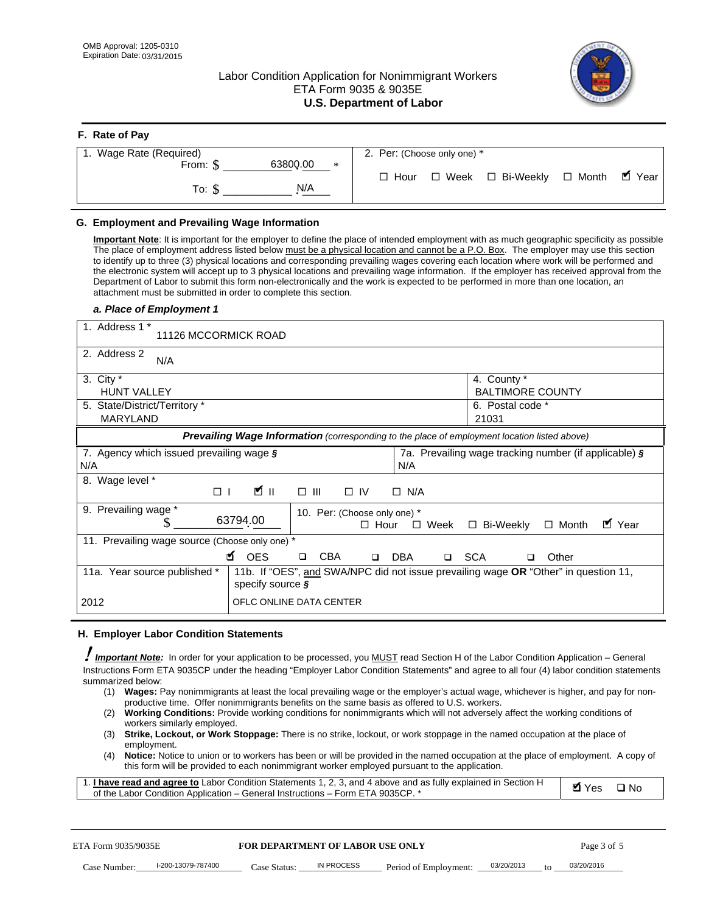OMB Approval: 1205-0310
Expiration Date: 03/31/2015

# Labor Condition Application for Nonimmigrant Workers
ETA Form 9035 & 9035E
**U.S. Department of Labor**

## F. Rate of Pay

| 1. Wage Rate (Required) | 2. Per: (Choose only one) * |
|---|---|
| From: $ 63800.00 * | ☐ Hour ☐ Week ☐ Bi-Weekly ☐ Month ☑ Year |
| To: $ N/A | |

## G. Employment and Prevailing Wage Information

**Important Note**: It is important for the employer to define the place of intended employment with as much geographic specificity as possible The place of employment address listed below must be a physical location and cannot be a P.O. Box. The employer may use this section to identify up to three (3) physical locations and corresponding prevailing wages covering each location where work will be performed and the electronic system will accept up to 3 physical locations and prevailing wage information. If the employer has received approval from the Department of Labor to submit this form non-electronically and the work is expected to be performed in more than one location, an attachment must be submitted in order to complete this section.

### *a. Place of Employment 1*

| | |
|---|---|
| 1. Address 1 * 11126 MCCORMICK ROAD | |
| 2. Address 2 N/A | |
| 3. City * HUNT VALLEY | 4. County * BALTIMORE COUNTY |
| 5. State/District/Territory * MARYLAND | 6. Postal code * 21031 |

***Prevailing Wage Information*** *(corresponding to the place of employment location listed above)*

| | |
|---|---|
| 7. Agency which issued prevailing wage § N/A | 7a. Prevailing wage tracking number (if applicable) § N/A |
| 8. Wage level * ☐ I ☑ II ☐ III ☐ IV ☐ N/A | |
| 9. Prevailing wage * $ 63794.00 | 10. Per: (Choose only one) * ☐ Hour ☐ Week ☐ Bi-Weekly ☐ Month ☑ Year |
| 11. Prevailing wage source (Choose only one) * ☑ OES ☐ CBA ☐ DBA ☐ SCA ☐ Other | |
| 11a. Year source published * 2012 | 11b. If "OES", and SWA/NPC did not issue prevailing wage **OR** "Other" in question 11, specify source § OFLC ONLINE DATA CENTER |

## H. Employer Labor Condition Statements

***Important Note:*** In order for your application to be processed, you MUST read Section H of the Labor Condition Application – General Instructions Form ETA 9035CP under the heading "Employer Labor Condition Statements" and agree to all four (4) labor condition statements summarized below:

1. **Wages:** Pay nonimmigrants at least the local prevailing wage or the employer's actual wage, whichever is higher, and pay for non-productive time. Offer nonimmigrants benefits on the same basis as offered to U.S. workers.
2. **Working Conditions:** Provide working conditions for nonimmigrants which will not adversely affect the working conditions of workers similarly employed.
3. **Strike, Lockout, or Work Stoppage:** There is no strike, lockout, or work stoppage in the named occupation at the place of employment.
4. **Notice:** Notice to union or to workers has been or will be provided in the named occupation at the place of employment. A copy of this form will be provided to each nonimmigrant worker employed pursuant to the application.

| | |
|---|---|
| 1. **I have read and agree to** Labor Condition Statements 1, 2, 3, and 4 above and as fully explained in Section H of the Labor Condition Application – General Instructions – Form ETA 9035CP. * | ☑ Yes ☐ No |

ETA Form 9035/9035E **FOR DEPARTMENT OF LABOR USE ONLY**

Case Number: I-200-13079-787400 Case Status: IN PROCESS Period of Employment: 03/20/2013 to 03/20/2016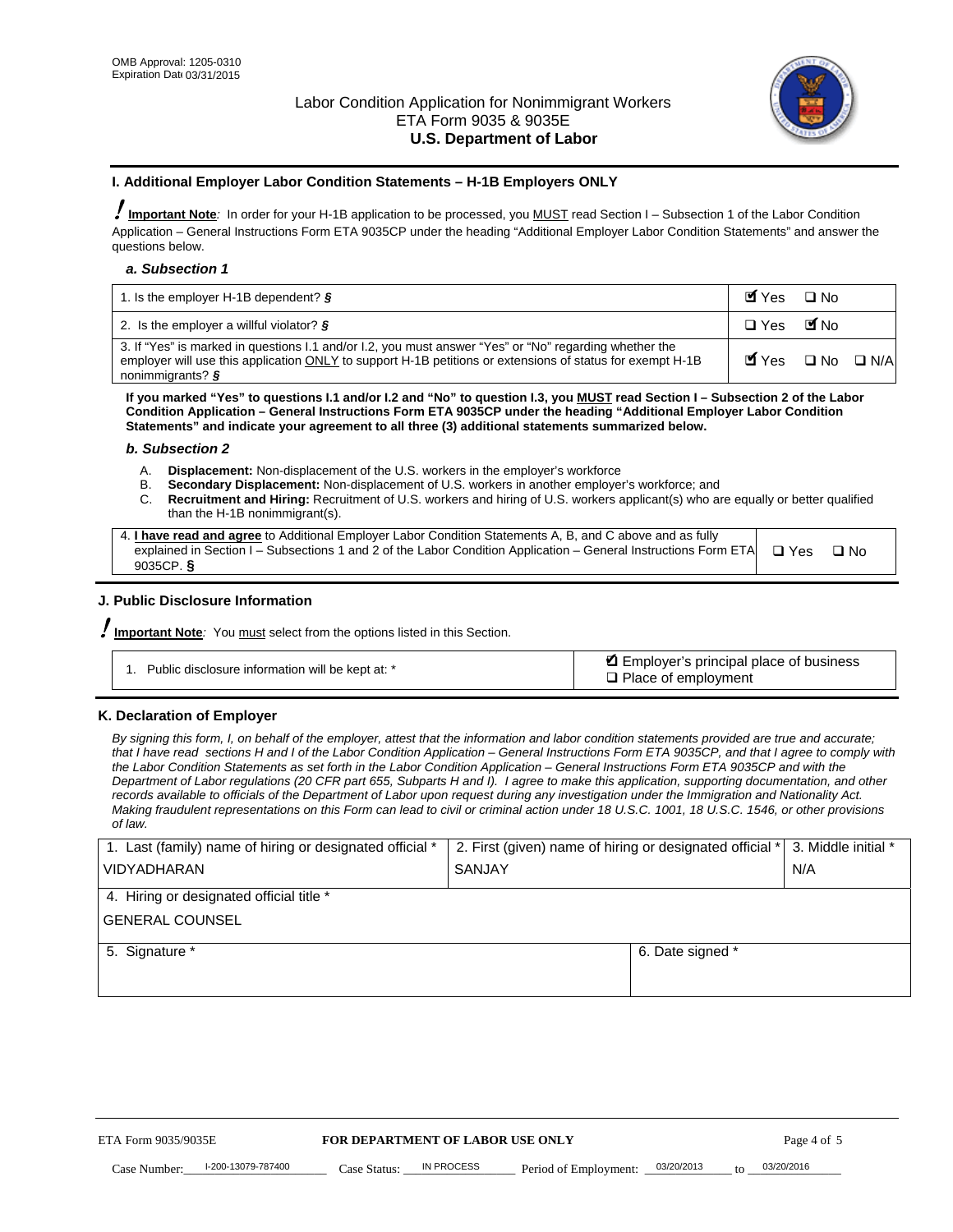OMB Approval: 1205-0310
Expiration Date 03/31/2015

# Labor Condition Application for Nonimmigrant Workers
ETA Form 9035 & 9035E
**U.S. Department of Labor**

## I. Additional Employer Labor Condition Statements – H-1B Employers ONLY

**Important Note**: In order for your H-1B application to be processed, you MUST read Section I – Subsection 1 of the Labor Condition Application – General Instructions Form ETA 9035CP under the heading "Additional Employer Labor Condition Statements" and answer the questions below.

### *a. Subsection 1*

| | |
|---|---|
| 1. Is the employer H-1B dependent? § | ☑ Yes ☐ No |
| 2. Is the employer a willful violator? § | ☐ Yes ☑ No |
| 3. If "Yes" is marked in questions I.1 and/or I.2, you must answer "Yes" or "No" regarding whether the employer will use this application ONLY to support H-1B petitions or extensions of status for exempt H-1B nonimmigrants? § | ☑ Yes ☐ No ☐ N/A |

**If you marked "Yes" to questions I.1 and/or I.2 and "No" to question I.3, you MUST read Section I – Subsection 2 of the Labor Condition Application – General Instructions Form ETA 9035CP under the heading "Additional Employer Labor Condition Statements" and indicate your agreement to all three (3) additional statements summarized below.**

### *b. Subsection 2*

A. **Displacement:** Non-displacement of the U.S. workers in the employer's workforce
B. **Secondary Displacement:** Non-displacement of U.S. workers in another employer's workforce; and
C. **Recruitment and Hiring:** Recruitment of U.S. workers and hiring of U.S. workers applicant(s) who are equally or better qualified than the H-1B nonimmigrant(s).

| | |
|---|---|
| 4. **I have read and agree** to Additional Employer Labor Condition Statements A, B, and C above and as fully explained in Section I – Subsections 1 and 2 of the Labor Condition Application – General Instructions Form ETA 9035CP. § | ☐ Yes ☐ No |

## J. Public Disclosure Information

**Important Note**: You must select from the options listed in this Section.

| | |
|---|---|
| 1. Public disclosure information will be kept at: * | ☑ Employer's principal place of business<br>☐ Place of employment |

## K. Declaration of Employer

*By signing this form, I, on behalf of the employer, attest that the information and labor condition statements provided are true and accurate; that I have read sections H and I of the Labor Condition Application – General Instructions Form ETA 9035CP, and that I agree to comply with the Labor Condition Statements as set forth in the Labor Condition Application – General Instructions Form ETA 9035CP and with the Department of Labor regulations (20 CFR part 655, Subparts H and I). I agree to make this application, supporting documentation, and other records available to officials of the Department of Labor upon request during any investigation under the Immigration and Nationality Act. Making fraudulent representations on this Form can lead to civil or criminal action under 18 U.S.C. 1001, 18 U.S.C. 1546, or other provisions of law.*

| 1. Last (family) name of hiring or designated official * | 2. First (given) name of hiring or designated official * | 3. Middle initial * |
|---|---|---|
| VIDYADHARAN | SANJAY | N/A |
| 4. Hiring or designated official title * | | |
| GENERAL COUNSEL | | |
| 5. Signature * | 6. Date signed * | |
| | | |

ETA Form 9035/9035E — **FOR DEPARTMENT OF LABOR USE ONLY**

Case Number: I-200-13079-787400 Case Status: IN PROCESS Period of Employment: 03/20/2013 to 03/20/2016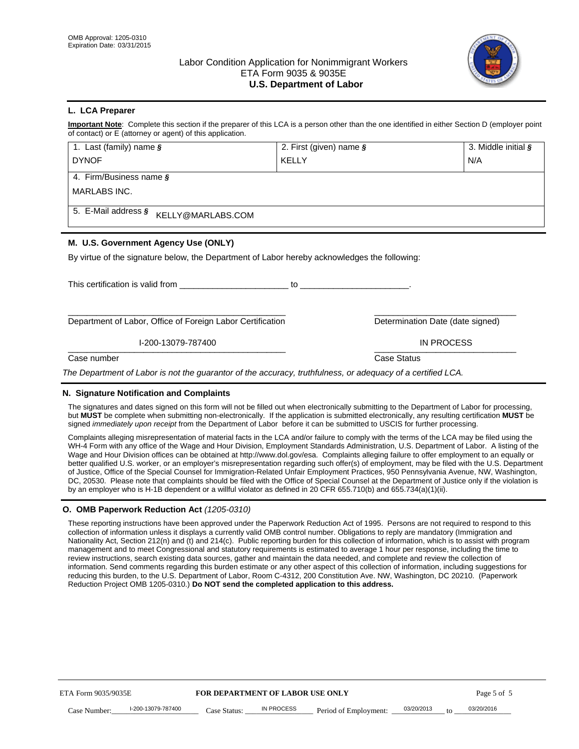OMB Approval: 1205-0310
Expiration Date: 03/31/2015

Labor Condition Application for Nonimmigrant Workers
ETA Form 9035 & 9035E
**U.S. Department of Labor**

## L. LCA Preparer

**Important Note**: Complete this section if the preparer of this LCA is a person other than the one identified in either Section D (employer point of contact) or E (attorney or agent) of this application.

| 1. Last (family) name § | 2. First (given) name § | 3. Middle initial § |
|---|---|---|
| DYNOF | KELLY | N/A |

4. Firm/Business name §

MARLABS INC.

5. E-Mail address § KELLY@MARLABS.COM

## M. U.S. Government Agency Use (ONLY)

By virtue of the signature below, the Department of Labor hereby acknowledges the following:

This certification is valid from ______________________ to ______________________.

Department of Labor, Office of Foreign Labor Certification

Determination Date (date signed)

I-200-13079-787400

Case number

IN PROCESS

Case Status

*The Department of Labor is not the guarantor of the accuracy, truthfulness, or adequacy of a certified LCA.*

## N. Signature Notification and Complaints

The signatures and dates signed on this form will not be filled out when electronically submitting to the Department of Labor for processing, but **MUST** be complete when submitting non-electronically. If the application is submitted electronically, any resulting certification **MUST** be signed *immediately upon receipt* from the Department of Labor before it can be submitted to USCIS for further processing.

Complaints alleging misrepresentation of material facts in the LCA and/or failure to comply with the terms of the LCA may be filed using the WH-4 Form with any office of the Wage and Hour Division, Employment Standards Administration, U.S. Department of Labor. A listing of the Wage and Hour Division offices can be obtained at http://www.dol.gov/esa. Complaints alleging failure to offer employment to an equally or better qualified U.S. worker, or an employer's misrepresentation regarding such offer(s) of employment, may be filed with the U.S. Department of Justice, Office of the Special Counsel for Immigration-Related Unfair Employment Practices, 950 Pennsylvania Avenue, NW, Washington, DC, 20530. Please note that complaints should be filed with the Office of Special Counsel at the Department of Justice only if the violation is by an employer who is H-1B dependent or a willful violator as defined in 20 CFR 655.710(b) and 655.734(a)(1)(ii).

## O. OMB Paperwork Reduction Act *(1205-0310)*

These reporting instructions have been approved under the Paperwork Reduction Act of 1995. Persons are not required to respond to this collection of information unless it displays a currently valid OMB control number. Obligations to reply are mandatory (Immigration and Nationality Act, Section 212(n) and (t) and 214(c). Public reporting burden for this collection of information, which is to assist with program management and to meet Congressional and statutory requirements is estimated to average 1 hour per response, including the time to review instructions, search existing data sources, gather and maintain the data needed, and complete and review the collection of information. Send comments regarding this burden estimate or any other aspect of this collection of information, including suggestions for reducing this burden, to the U.S. Department of Labor, Room C-4312, 200 Constitution Ave. NW, Washington, DC 20210. (Paperwork Reduction Project OMB 1205-0310.) **Do NOT send the completed application to this address.**

ETA Form 9035/9035E **FOR DEPARTMENT OF LABOR USE ONLY**

Case Number: I-200-13079-787400 Case Status: IN PROCESS Period of Employment: 03/20/2013 to 03/20/2016